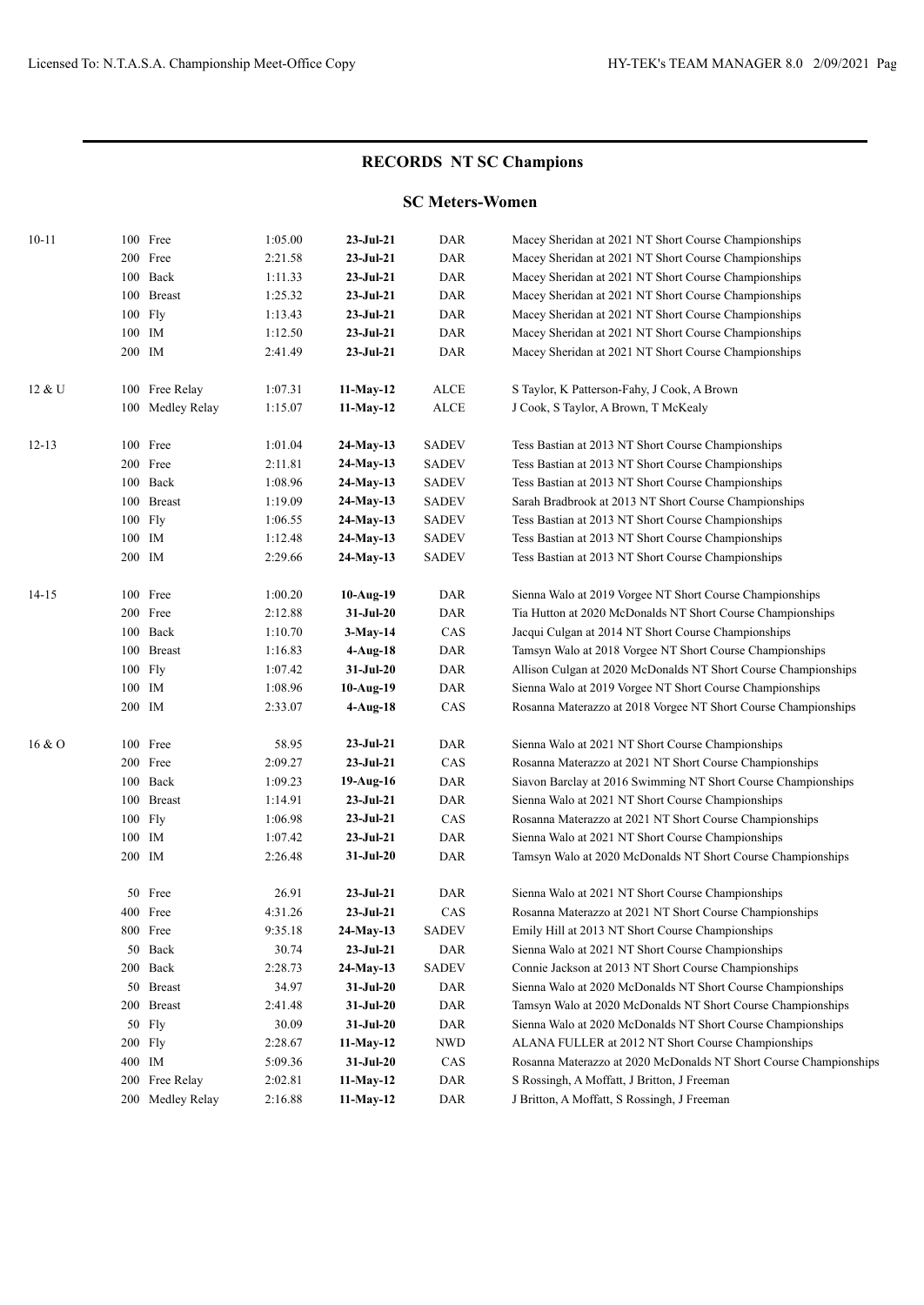## RECORDS NT SC Champions

### SC Meters-Women

| Age | Event | Time | Date | Team | Holder |
|---|---|---|---|---|---|
| 10-11 | 100 Free | 1:05.00 | **23-Jul-21** | DAR | Macey Sheridan at 2021 NT Short Course Championships |
| | 200 Free | 2:21.58 | **23-Jul-21** | DAR | Macey Sheridan at 2021 NT Short Course Championships |
| | 100 Back | 1:11.33 | **23-Jul-21** | DAR | Macey Sheridan at 2021 NT Short Course Championships |
| | 100 Breast | 1:25.32 | **23-Jul-21** | DAR | Macey Sheridan at 2021 NT Short Course Championships |
| | 100 Fly | 1:13.43 | **23-Jul-21** | DAR | Macey Sheridan at 2021 NT Short Course Championships |
| | 100 IM | 1:12.50 | **23-Jul-21** | DAR | Macey Sheridan at 2021 NT Short Course Championships |
| | 200 IM | 2:41.49 | **23-Jul-21** | DAR | Macey Sheridan at 2021 NT Short Course Championships |
| 12 & U | 100 Free Relay | 1:07.31 | **11-May-12** | ALCE | S Taylor, K Patterson-Fahy, J Cook, A Brown |
| | 100 Medley Relay | 1:15.07 | **11-May-12** | ALCE | J Cook, S Taylor, A Brown, T McKealy |
| 12-13 | 100 Free | 1:01.04 | **24-May-13** | SADEV | Tess Bastian at 2013 NT Short Course Championships |
| | 200 Free | 2:11.81 | **24-May-13** | SADEV | Tess Bastian at 2013 NT Short Course Championships |
| | 100 Back | 1:08.96 | **24-May-13** | SADEV | Tess Bastian at 2013 NT Short Course Championships |
| | 100 Breast | 1:19.09 | **24-May-13** | SADEV | Sarah Bradbrook at 2013 NT Short Course Championships |
| | 100 Fly | 1:06.55 | **24-May-13** | SADEV | Tess Bastian at 2013 NT Short Course Championships |
| | 100 IM | 1:12.48 | **24-May-13** | SADEV | Tess Bastian at 2013 NT Short Course Championships |
| | 200 IM | 2:29.66 | **24-May-13** | SADEV | Tess Bastian at 2013 NT Short Course Championships |
| 14-15 | 100 Free | 1:00.20 | **10-Aug-19** | DAR | Sienna Walo at 2019 Vorgee NT Short Course Championships |
| | 200 Free | 2:12.88 | **31-Jul-20** | DAR | Tia Hutton at 2020 McDonalds NT Short Course Championships |
| | 100 Back | 1:10.70 | **3-May-14** | CAS | Jacqui Culgan at 2014 NT Short Course Championships |
| | 100 Breast | 1:16.83 | **4-Aug-18** | DAR | Tamsyn Walo at 2018 Vorgee NT Short Course Championships |
| | 100 Fly | 1:07.42 | **31-Jul-20** | DAR | Allison Culgan at 2020 McDonalds NT Short Course Championships |
| | 100 IM | 1:08.96 | **10-Aug-19** | DAR | Sienna Walo at 2019 Vorgee NT Short Course Championships |
| | 200 IM | 2:33.07 | **4-Aug-18** | CAS | Rosanna Materazzo at 2018 Vorgee NT Short Course Championships |
| 16 & O | 100 Free | 58.95 | **23-Jul-21** | DAR | Sienna Walo at 2021 NT Short Course Championships |
| | 200 Free | 2:09.27 | **23-Jul-21** | CAS | Rosanna Materazzo at 2021 NT Short Course Championships |
| | 100 Back | 1:09.23 | **19-Aug-16** | DAR | Siavon Barclay at 2016 Swimming NT Short Course Championships |
| | 100 Breast | 1:14.91 | **23-Jul-21** | DAR | Sienna Walo at 2021 NT Short Course Championships |
| | 100 Fly | 1:06.98 | **23-Jul-21** | CAS | Rosanna Materazzo at 2021 NT Short Course Championships |
| | 100 IM | 1:07.42 | **23-Jul-21** | DAR | Sienna Walo at 2021 NT Short Course Championships |
| | 200 IM | 2:26.48 | **31-Jul-20** | DAR | Tamsyn Walo at 2020 McDonalds NT Short Course Championships |
| | 50 Free | 26.91 | **23-Jul-21** | DAR | Sienna Walo at 2021 NT Short Course Championships |
| | 400 Free | 4:31.26 | **23-Jul-21** | CAS | Rosanna Materazzo at 2021 NT Short Course Championships |
| | 800 Free | 9:35.18 | **24-May-13** | SADEV | Emily Hill at 2013 NT Short Course Championships |
| | 50 Back | 30.74 | **23-Jul-21** | DAR | Sienna Walo at 2021 NT Short Course Championships |
| | 200 Back | 2:28.73 | **24-May-13** | SADEV | Connie Jackson at 2013 NT Short Course Championships |
| | 50 Breast | 34.97 | **31-Jul-20** | DAR | Sienna Walo at 2020 McDonalds NT Short Course Championships |
| | 200 Breast | 2:41.48 | **31-Jul-20** | DAR | Tamsyn Walo at 2020 McDonalds NT Short Course Championships |
| | 50 Fly | 30.09 | **31-Jul-20** | DAR | Sienna Walo at 2020 McDonalds NT Short Course Championships |
| | 200 Fly | 2:28.67 | **11-May-12** | NWD | ALANA FULLER at 2012 NT Short Course Championships |
| | 400 IM | 5:09.36 | **31-Jul-20** | CAS | Rosanna Materazzo at 2020 McDonalds NT Short Course Championships |
| | 200 Free Relay | 2:02.81 | **11-May-12** | DAR | S Rossingh, A Moffatt, J Britton, J Freeman |
| | 200 Medley Relay | 2:16.88 | **11-May-12** | DAR | J Britton, A Moffatt, S Rossingh, J Freeman |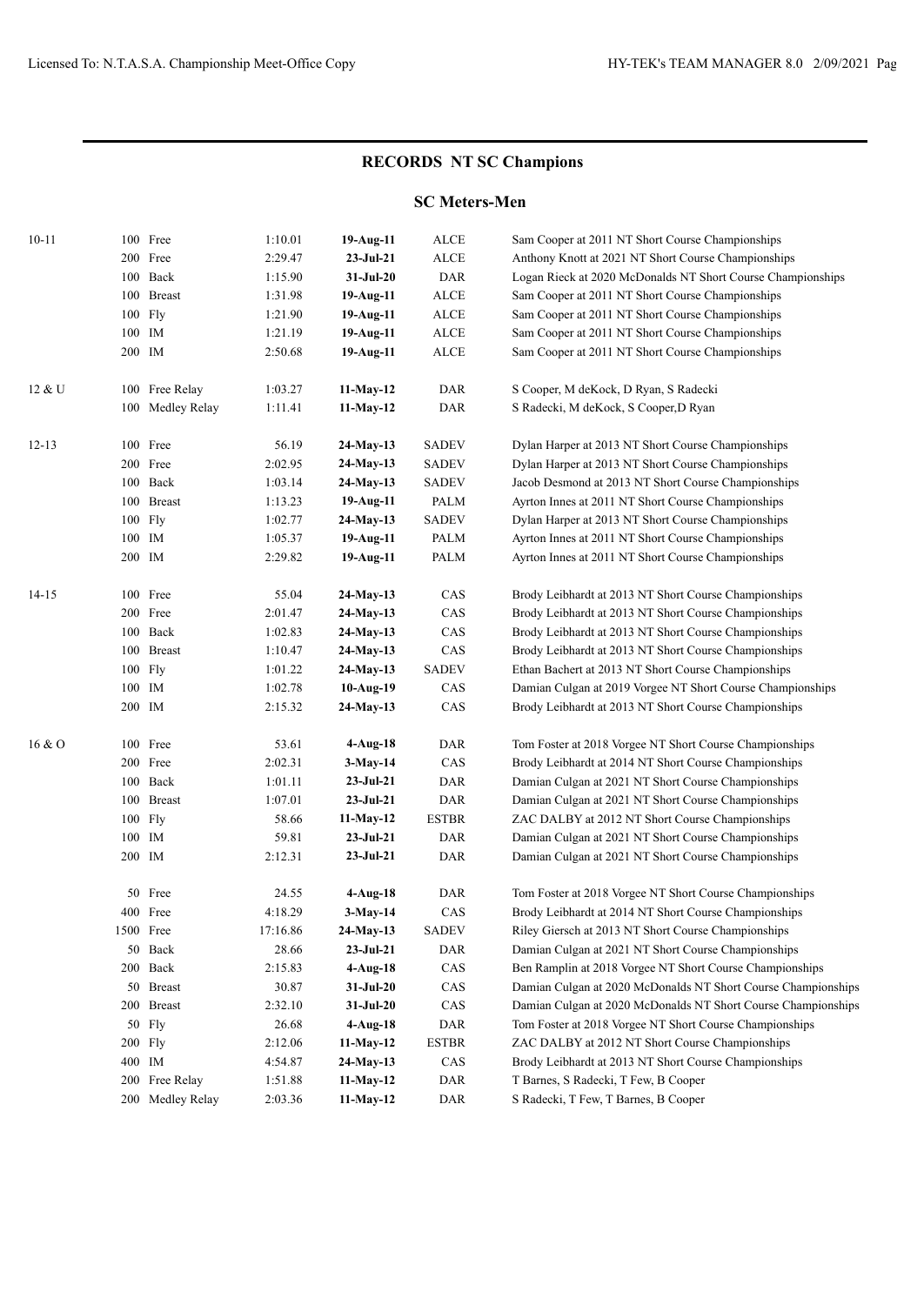# RECORDS NT SC Champions

## SC Meters-Men

| | | | | | | |
|---|---|---|---|---|---|---|
| 10-11 | 100 | Free | 1:10.01 | **19-Aug-11** | ALCE | Sam Cooper at 2011 NT Short Course Championships |
| | 200 | Free | 2:29.47 | **23-Jul-21** | ALCE | Anthony Knott at 2021 NT Short Course Championships |
| | 100 | Back | 1:15.90 | **31-Jul-20** | DAR | Logan Rieck at 2020 McDonalds NT Short Course Championships |
| | 100 | Breast | 1:31.98 | **19-Aug-11** | ALCE | Sam Cooper at 2011 NT Short Course Championships |
| | 100 | Fly | 1:21.90 | **19-Aug-11** | ALCE | Sam Cooper at 2011 NT Short Course Championships |
| | 100 | IM | 1:21.19 | **19-Aug-11** | ALCE | Sam Cooper at 2011 NT Short Course Championships |
| | 200 | IM | 2:50.68 | **19-Aug-11** | ALCE | Sam Cooper at 2011 NT Short Course Championships |
| 12 & U | 100 | Free Relay | 1:03.27 | **11-May-12** | DAR | S Cooper, M deKock, D Ryan, S Radecki |
| | 100 | Medley Relay | 1:11.41 | **11-May-12** | DAR | S Radecki, M deKock, S Cooper,D Ryan |
| 12-13 | 100 | Free | 56.19 | **24-May-13** | SADEV | Dylan Harper at 2013 NT Short Course Championships |
| | 200 | Free | 2:02.95 | **24-May-13** | SADEV | Dylan Harper at 2013 NT Short Course Championships |
| | 100 | Back | 1:03.14 | **24-May-13** | SADEV | Jacob Desmond at 2013 NT Short Course Championships |
| | 100 | Breast | 1:13.23 | **19-Aug-11** | PALM | Ayrton Innes at 2011 NT Short Course Championships |
| | 100 | Fly | 1:02.77 | **24-May-13** | SADEV | Dylan Harper at 2013 NT Short Course Championships |
| | 100 | IM | 1:05.37 | **19-Aug-11** | PALM | Ayrton Innes at 2011 NT Short Course Championships |
| | 200 | IM | 2:29.82 | **19-Aug-11** | PALM | Ayrton Innes at 2011 NT Short Course Championships |
| 14-15 | 100 | Free | 55.04 | **24-May-13** | CAS | Brody Leibhardt at 2013 NT Short Course Championships |
| | 200 | Free | 2:01.47 | **24-May-13** | CAS | Brody Leibhardt at 2013 NT Short Course Championships |
| | 100 | Back | 1:02.83 | **24-May-13** | CAS | Brody Leibhardt at 2013 NT Short Course Championships |
| | 100 | Breast | 1:10.47 | **24-May-13** | CAS | Brody Leibhardt at 2013 NT Short Course Championships |
| | 100 | Fly | 1:01.22 | **24-May-13** | SADEV | Ethan Bachert at 2013 NT Short Course Championships |
| | 100 | IM | 1:02.78 | **10-Aug-19** | CAS | Damian Culgan at 2019 Vorgee NT Short Course Championships |
| | 200 | IM | 2:15.32 | **24-May-13** | CAS | Brody Leibhardt at 2013 NT Short Course Championships |
| 16 & O | 100 | Free | 53.61 | **4-Aug-18** | DAR | Tom Foster at 2018 Vorgee NT Short Course Championships |
| | 200 | Free | 2:02.31 | **3-May-14** | CAS | Brody Leibhardt at 2014 NT Short Course Championships |
| | 100 | Back | 1:01.11 | **23-Jul-21** | DAR | Damian Culgan at 2021 NT Short Course Championships |
| | 100 | Breast | 1:07.01 | **23-Jul-21** | DAR | Damian Culgan at 2021 NT Short Course Championships |
| | 100 | Fly | 58.66 | **11-May-12** | ESTBR | ZAC DALBY at 2012 NT Short Course Championships |
| | 100 | IM | 59.81 | **23-Jul-21** | DAR | Damian Culgan at 2021 NT Short Course Championships |
| | 200 | IM | 2:12.31 | **23-Jul-21** | DAR | Damian Culgan at 2021 NT Short Course Championships |
| | 50 | Free | 24.55 | **4-Aug-18** | DAR | Tom Foster at 2018 Vorgee NT Short Course Championships |
| | 400 | Free | 4:18.29 | **3-May-14** | CAS | Brody Leibhardt at 2014 NT Short Course Championships |
| | 1500 | Free | 17:16.86 | **24-May-13** | SADEV | Riley Giersch at 2013 NT Short Course Championships |
| | 50 | Back | 28.66 | **23-Jul-21** | DAR | Damian Culgan at 2021 NT Short Course Championships |
| | 200 | Back | 2:15.83 | **4-Aug-18** | CAS | Ben Ramplin at 2018 Vorgee NT Short Course Championships |
| | 50 | Breast | 30.87 | **31-Jul-20** | CAS | Damian Culgan at 2020 McDonalds NT Short Course Championships |
| | 200 | Breast | 2:32.10 | **31-Jul-20** | CAS | Damian Culgan at 2020 McDonalds NT Short Course Championships |
| | 50 | Fly | 26.68 | **4-Aug-18** | DAR | Tom Foster at 2018 Vorgee NT Short Course Championships |
| | 200 | Fly | 2:12.06 | **11-May-12** | ESTBR | ZAC DALBY at 2012 NT Short Course Championships |
| | 400 | IM | 4:54.87 | **24-May-13** | CAS | Brody Leibhardt at 2013 NT Short Course Championships |
| | 200 | Free Relay | 1:51.88 | **11-May-12** | DAR | T Barnes, S Radecki, T Few, B Cooper |
| | 200 | Medley Relay | 2:03.36 | **11-May-12** | DAR | S Radecki, T Few, T Barnes, B Cooper |